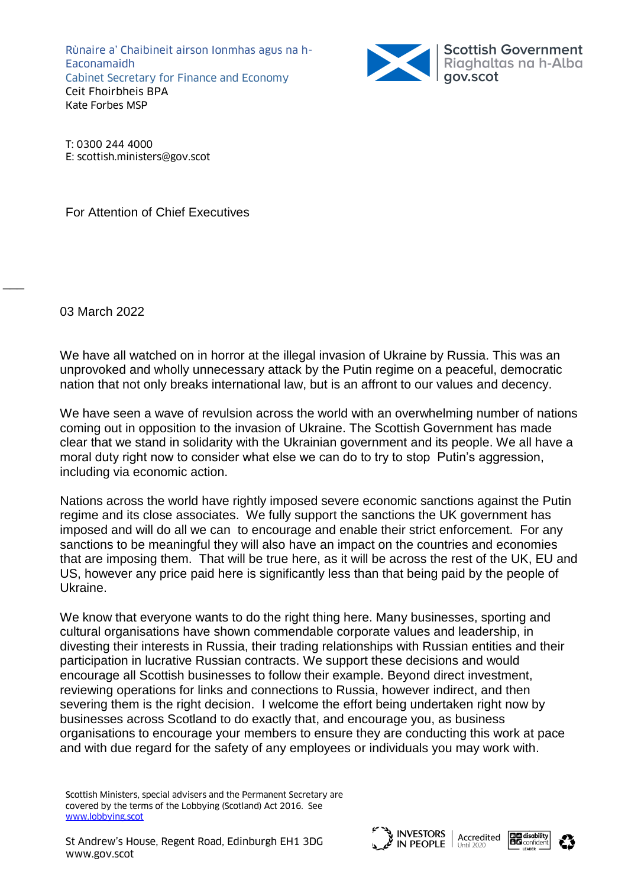Rùnaire a' Chaibineit airson Ionmhas agus na h-Eaconamaidh
Cabinet Secretary for Finance and Economy
Ceit Fhoirbheis BPA
Kate Forbes MSP

Scottish Government
Riaghaltas na h-Alba
gov.scot

T: 0300 244 4000
E: scottish.ministers@gov.scot

For Attention of Chief Executives

03 March 2022

We have all watched on in horror at the illegal invasion of Ukraine by Russia. This was an unprovoked and wholly unnecessary attack by the Putin regime on a peaceful, democratic nation that not only breaks international law, but is an affront to our values and decency.

We have seen a wave of revulsion across the world with an overwhelming number of nations coming out in opposition to the invasion of Ukraine. The Scottish Government has made clear that we stand in solidarity with the Ukrainian government and its people. We all have a moral duty right now to consider what else we can do to try to stop Putin's aggression, including via economic action.

Nations across the world have rightly imposed severe economic sanctions against the Putin regime and its close associates. We fully support the sanctions the UK government has imposed and will do all we can to encourage and enable their strict enforcement. For any sanctions to be meaningful they will also have an impact on the countries and economies that are imposing them. That will be true here, as it will be across the rest of the UK, EU and US, however any price paid here is significantly less than that being paid by the people of Ukraine.

We know that everyone wants to do the right thing here. Many businesses, sporting and cultural organisations have shown commendable corporate values and leadership, in divesting their interests in Russia, their trading relationships with Russian entities and their participation in lucrative Russian contracts. We support these decisions and would encourage all Scottish businesses to follow their example. Beyond direct investment, reviewing operations for links and connections to Russia, however indirect, and then severing them is the right decision. I welcome the effort being undertaken right now by businesses across Scotland to do exactly that, and encourage you, as business organisations to encourage your members to ensure they are conducting this work at pace and with due regard for the safety of any employees or individuals you may work with.

Scottish Ministers, special advisers and the Permanent Secretary are covered by the terms of the Lobbying (Scotland) Act 2016. See www.lobbying.scot

St Andrew's House, Regent Road, Edinburgh EH1 3DG
www.gov.scot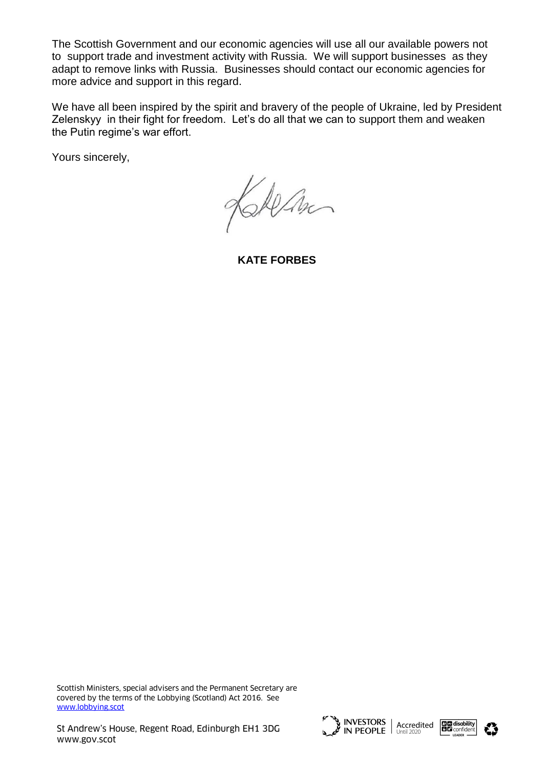The Scottish Government and our economic agencies will use all our available powers not to support trade and investment activity with Russia. We will support businesses as they adapt to remove links with Russia. Businesses should contact our economic agencies for more advice and support in this regard.

We have all been inspired by the spirit and bravery of the people of Ukraine, led by President Zelenskyy in their fight for freedom. Let's do all that we can to support them and weaken the Putin regime's war effort.

Yours sincerely,

**KATE FORBES**

Scottish Ministers, special advisers and the Permanent Secretary are covered by the terms of the Lobbying (Scotland) Act 2016. See www.lobbying.scot

St Andrew's House, Regent Road, Edinburgh EH1 3DG
www.gov.scot